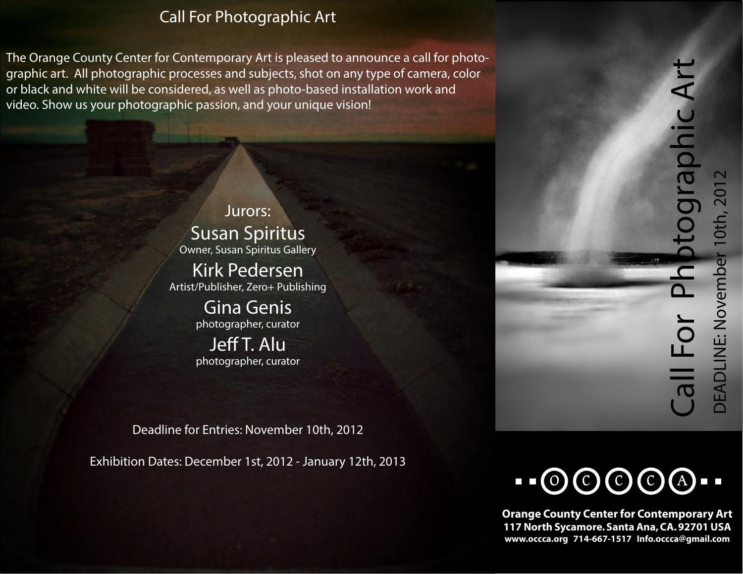# Call For Photographic Art

The Orange County Center for Contemporary Art is pleased to announce a call for photographic art. All photographic processes and subjects, shot on any type of camera, color or black and white will be considered, as well as photo-based installation work and video. Show us your photographic passion, and your unique vision!

## Jurors:

**Susan Spiritus**
Owner, Susan Spiritus Gallery

**Kirk Pedersen**
Artist/Publisher, Zero+ Publishing

**Gina Genis**
photographer, curator

**Jeff T. Alu**
photographer, curator

Deadline for Entries: November 10th, 2012

Exhibition Dates: December 1st, 2012 - January 12th, 2013

# Call For Photographic Art

DEADLINE: November 10th, 2012

O C C C A

**Orange County Center for Contemporary Art**
**117 North Sycamore. Santa Ana, CA. 92701 USA**
**www.occca.org 714-667-1517 Info.occca@gmail.com**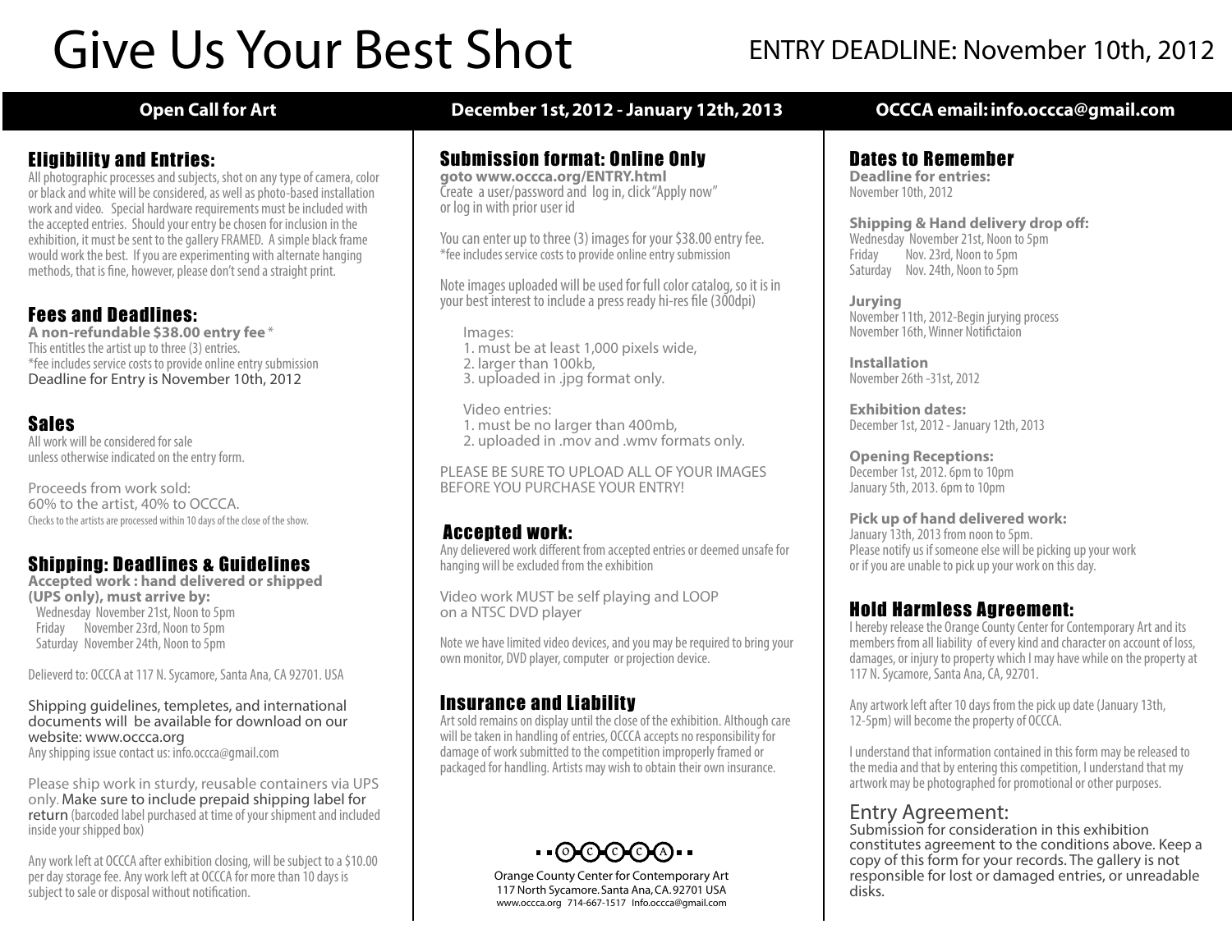# Give Us Your Best Shot

ENTRY DEADLINE: November 10th, 2012

**Open Call for Art** | **December 1st, 2012 - January 12th, 2013** | **OCCCA email: info.occca@gmail.com**

## Eligibility and Entries:

All photographic processes and subjects, shot on any type of camera, color or black and white will be considered, as well as photo-based installation work and video. Special hardware requirements must be included with the accepted entries. Should your entry be chosen for inclusion in the exhibition, it must be sent to the gallery FRAMED. A simple black frame would work the best. If you are experimenting with alternate hanging methods, that is fine, however, please don't send a straight print.

## Fees and Deadlines:

**A non-refundable $38.00 entry fee** *
This entitles the artist up to three (3) entries.
*fee includes service costs to provide online entry submission
Deadline for Entry is November 10th, 2012

## Sales

All work will be considered for sale unless otherwise indicated on the entry form.

Proceeds from work sold:
60% to the artist, 40% to OCCCA.
Checks to the artists are processed within 10 days of the close of the show.

## Shipping: Deadlines & Guidelines

**Accepted work : hand delivered or shipped (UPS only), must arrive by:**
Wednesday November 21st, Noon to 5pm
Friday November 23rd, Noon to 5pm
Saturday November 24th, Noon to 5pm

Delieverd to: OCCCA at 117 N. Sycamore, Santa Ana, CA 92701. USA

Shipping guidelines, templetes, and international documents will be available for download on our website: www.occca.org
Any shipping issue contact us: info.occca@gmail.com

Please ship work in sturdy, reusable containers via UPS only. Make sure to include prepaid shipping label for return (barcoded label purchased at time of your shipment and included inside your shipped box)

Any work left at OCCCA after exhibition closing, will be subject to a $10.00 per day storage fee. Any work left at OCCCA for more than 10 days is subject to sale or disposal without notification.

## Submission format: Online Only

**goto www.occca.org/ENTRY.html**
Create a user/password and log in, click "Apply now" or log in with prior user id

You can enter up to three (3) images for your $38.00 entry fee.
*fee includes service costs to provide online entry submission

Note images uploaded will be used for full color catalog, so it is in your best interest to include a press ready hi-res file (300dpi)

Images:
1. must be at least 1,000 pixels wide,
2. larger than 100kb,
3. uploaded in .jpg format only.

Video entries:
1. must be no larger than 400mb,
2. uploaded in .mov and .wmv formats only.

PLEASE BE SURE TO UPLOAD ALL OF YOUR IMAGES BEFORE YOU PURCHASE YOUR ENTRY!

## Accepted work:

Any delievered work different from accepted entries or deemed unsafe for hanging will be excluded from the exhibition

Video work MUST be self playing and LOOP on a NTSC DVD player

Note we have limited video devices, and you may be required to bring your own monitor, DVD player, computer or projection device.

## Insurance and Liability

Art sold remains on display until the close of the exhibition. Although care will be taken in handling of entries, OCCCA accepts no responsibility for damage of work submitted to the competition improperly framed or packaged for handling. Artists may wish to obtain their own insurance.

O C C C A
Orange County Center for Contemporary Art
117 North Sycamore. Santa Ana, CA. 92701 USA
www.occca.org 714-667-1517 Info.occca@gmail.com

## Dates to Remember

**Deadline for entries:**
November 10th, 2012

**Shipping & Hand delivery drop off:**
Wednesday November 21st, Noon to 5pm
Friday Nov. 23rd, Noon to 5pm
Saturday Nov. 24th, Noon to 5pm

**Jurying**
November 11th, 2012-Begin jurying process
November 16th, Winner Notifictaion

**Installation**
November 26th -31st, 2012

**Exhibition dates:**
December 1st, 2012 - January 12th, 2013

**Opening Receptions:**
December 1st, 2012. 6pm to 10pm
January 5th, 2013. 6pm to 10pm

**Pick up of hand delivered work:**
January 13th, 2013 from noon to 5pm.
Please notify us if someone else will be picking up your work or if you are unable to pick up your work on this day.

## Hold Harmless Agreement:

I hereby release the Orange County Center for Contemporary Art and its members from all liability of every kind and character on account of loss, damages, or injury to property which I may have while on the property at 117 N. Sycamore, Santa Ana, CA, 92701.

Any artwork left after 10 days from the pick up date (January 13th, 12-5pm) will become the property of OCCCA.

I understand that information contained in this form may be released to the media and that by entering this competition, I understand that my artwork may be photographed for promotional or other purposes.

## Entry Agreement:

Submission for consideration in this exhibition constitutes agreement to the conditions above. Keep a copy of this form for your records. The gallery is not responsible for lost or damaged entries, or unreadable disks.